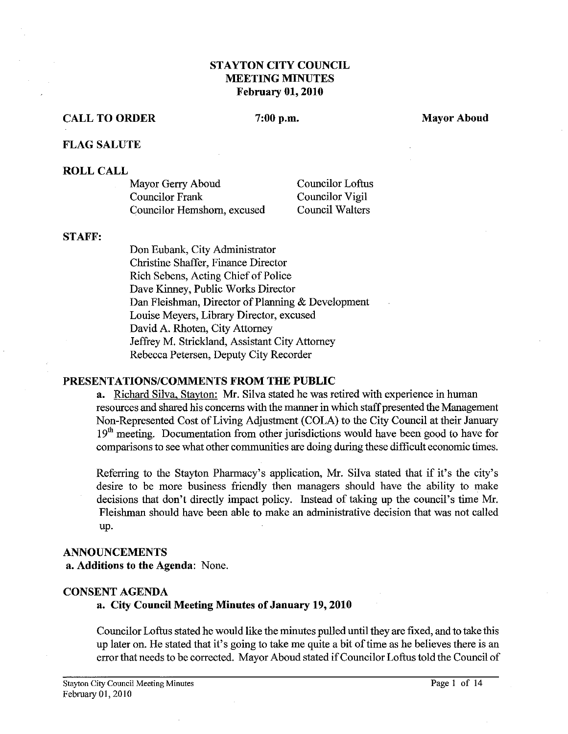# STAYTON CITY COUNCIL
# MEETING MINUTES
## February 01, 2010

**CALL TO ORDER** **7:00 p.m.** **Mayor Aboud**

**FLAG SALUTE**

**ROLL CALL**

| | |
|---|---|
| Mayor Gerry Aboud | Councilor Loftus |
| Councilor Frank | Councilor Vigil |
| Councilor Hemshorn, excused | Council Walters |

**STAFF:**

Don Eubank, City Administrator
Christine Shaffer, Finance Director
Rich Sebens, Acting Chief of Police
Dave Kinney, Public Works Director
Dan Fleishman, Director of Planning & Development
Louise Meyers, Library Director, excused
David A. Rhoten, City Attorney
Jeffrey M. Strickland, Assistant City Attorney
Rebecca Petersen, Deputy City Recorder

**PRESENTATIONS/COMMENTS FROM THE PUBLIC**

**a.** Richard Silva, Stayton: Mr. Silva stated he was retired with experience in human resources and shared his concerns with the manner in which staff presented the Management Non-Represented Cost of Living Adjustment (COLA) to the City Council at their January 19th meeting. Documentation from other jurisdictions would have been good to have for comparisons to see what other communities are doing during these difficult economic times.

Referring to the Stayton Pharmacy's application, Mr. Silva stated that if it's the city's desire to be more business friendly then managers should have the ability to make decisions that don't directly impact policy. Instead of taking up the council's time Mr. Fleishman should have been able to make an administrative decision that was not called up.

**ANNOUNCEMENTS**

**a. Additions to the Agenda**: None.

**CONSENT AGENDA**

**a. City Council Meeting Minutes of January 19, 2010**

Councilor Loftus stated he would like the minutes pulled until they are fixed, and to take this up later on. He stated that it's going to take me quite a bit of time as he believes there is an error that needs to be corrected. Mayor Aboud stated if Councilor Loftus told the Council of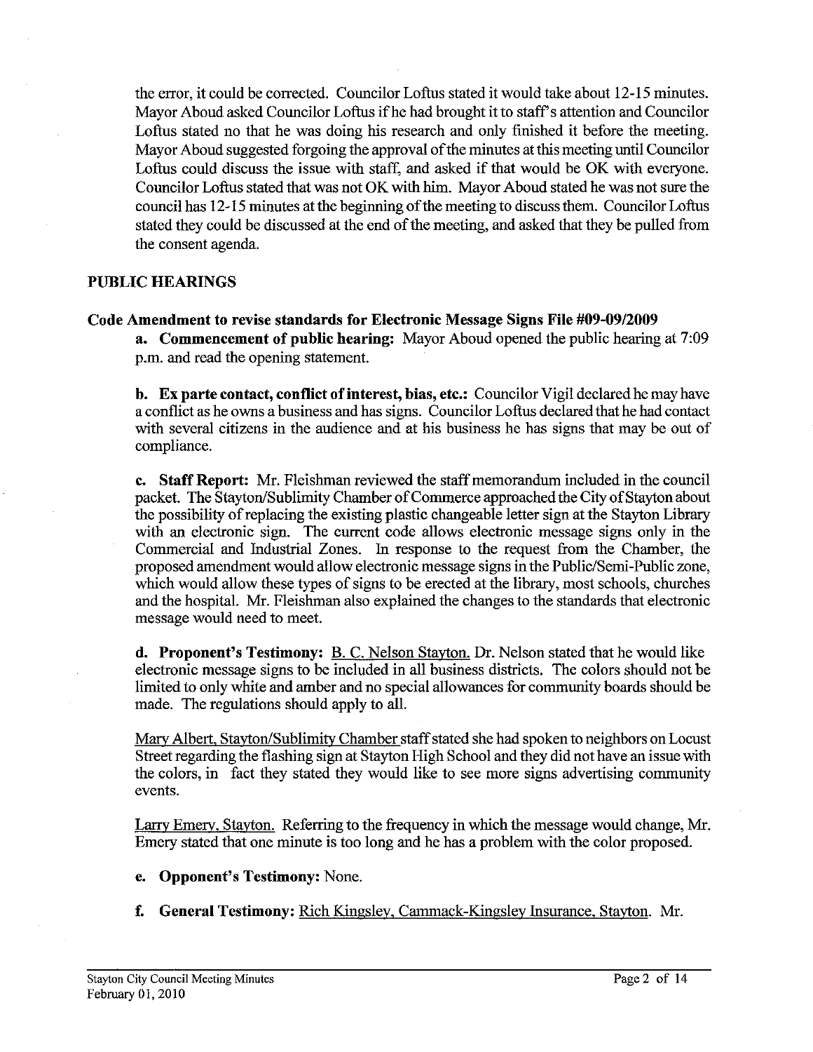the error, it could be corrected. Councilor Loftus stated it would take about 12-15 minutes. Mayor Aboud asked Councilor Loftus if he had brought it to staff's attention and Councilor Loftus stated no that he was doing his research and only finished it before the meeting. Mayor Aboud suggested forgoing the approval of the minutes at this meeting until Councilor Loftus could discuss the issue with staff, and asked if that would be OK with everyone. Councilor Loftus stated that was not OK with him. Mayor Aboud stated he was not sure the council has 12-15 minutes at the beginning of the meeting to discuss them. Councilor Loftus stated they could be discussed at the end of the meeting, and asked that they be pulled from the consent agenda.

## PUBLIC HEARINGS

### Code Amendment to revise standards for Electronic Message Signs File #09-09/2009

**a. Commencement of public hearing:** Mayor Aboud opened the public hearing at 7:09 p.m. and read the opening statement.

**b. Ex parte contact, conflict of interest, bias, etc.:** Councilor Vigil declared he may have a conflict as he owns a business and has signs. Councilor Loftus declared that he had contact with several citizens in the audience and at his business he has signs that may be out of compliance.

**c. Staff Report:** Mr. Fleishman reviewed the staff memorandum included in the council packet. The Stayton/Sublimity Chamber of Commerce approached the City of Stayton about the possibility of replacing the existing plastic changeable letter sign at the Stayton Library with an electronic sign. The current code allows electronic message signs only in the Commercial and Industrial Zones. In response to the request from the Chamber, the proposed amendment would allow electronic message signs in the Public/Semi-Public zone, which would allow these types of signs to be erected at the library, most schools, churches and the hospital. Mr. Fleishman also explained the changes to the standards that electronic message would need to meet.

**d. Proponent's Testimony:** B. C. Nelson Stayton. Dr. Nelson stated that he would like electronic message signs to be included in all business districts. The colors should not be limited to only white and amber and no special allowances for community boards should be made. The regulations should apply to all.

Mary Albert, Stayton/Sublimity Chamber staff stated she had spoken to neighbors on Locust Street regarding the flashing sign at Stayton High School and they did not have an issue with the colors, in fact they stated they would like to see more signs advertising community events.

Larry Emery, Stayton. Referring to the frequency in which the message would change, Mr. Emery stated that one minute is too long and he has a problem with the color proposed.

**e. Opponent's Testimony:** None.

**f. General Testimony:** Rich Kingsley, Cammack-Kingsley Insurance, Stayton. Mr.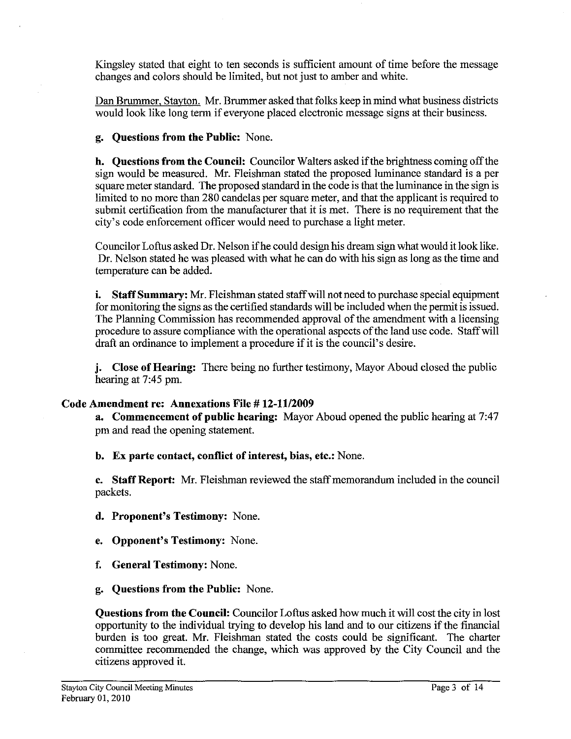Kingsley stated that eight to ten seconds is sufficient amount of time before the message changes and colors should be limited, but not just to amber and white.

Dan Brummer, Stayton. Mr. Brummer asked that folks keep in mind what business districts would look like long term if everyone placed electronic message signs at their business.

**g. Questions from the Public:** None.

**h. Questions from the Council:** Councilor Walters asked if the brightness coming off the sign would be measured. Mr. Fleishman stated the proposed luminance standard is a per square meter standard. The proposed standard in the code is that the luminance in the sign is limited to no more than 280 candelas per square meter, and that the applicant is required to submit certification from the manufacturer that it is met. There is no requirement that the city's code enforcement officer would need to purchase a light meter.

Councilor Loftus asked Dr. Nelson if he could design his dream sign what would it look like. Dr. Nelson stated he was pleased with what he can do with his sign as long as the time and temperature can be added.

**i. Staff Summary:** Mr. Fleishman stated staff will not need to purchase special equipment for monitoring the signs as the certified standards will be included when the permit is issued. The Planning Commission has recommended approval of the amendment with a licensing procedure to assure compliance with the operational aspects of the land use code. Staff will draft an ordinance to implement a procedure if it is the council's desire.

**j. Close of Hearing:** There being no further testimony, Mayor Aboud closed the public hearing at 7:45 pm.

### Code Amendment re: Annexations File # 12-11/2009

**a. Commencement of public hearing:** Mayor Aboud opened the public hearing at 7:47 pm and read the opening statement.

**b. Ex parte contact, conflict of interest, bias, etc.:** None.

**c. Staff Report:** Mr. Fleishman reviewed the staff memorandum included in the council packets.

**d. Proponent's Testimony:** None.

**e. Opponent's Testimony:** None.

**f. General Testimony:** None.

**g. Questions from the Public:** None.

**Questions from the Council:** Councilor Loftus asked how much it will cost the city in lost opportunity to the individual trying to develop his land and to our citizens if the financial burden is too great. Mr. Fleishman stated the costs could be significant. The charter committee recommended the change, which was approved by the City Council and the citizens approved it.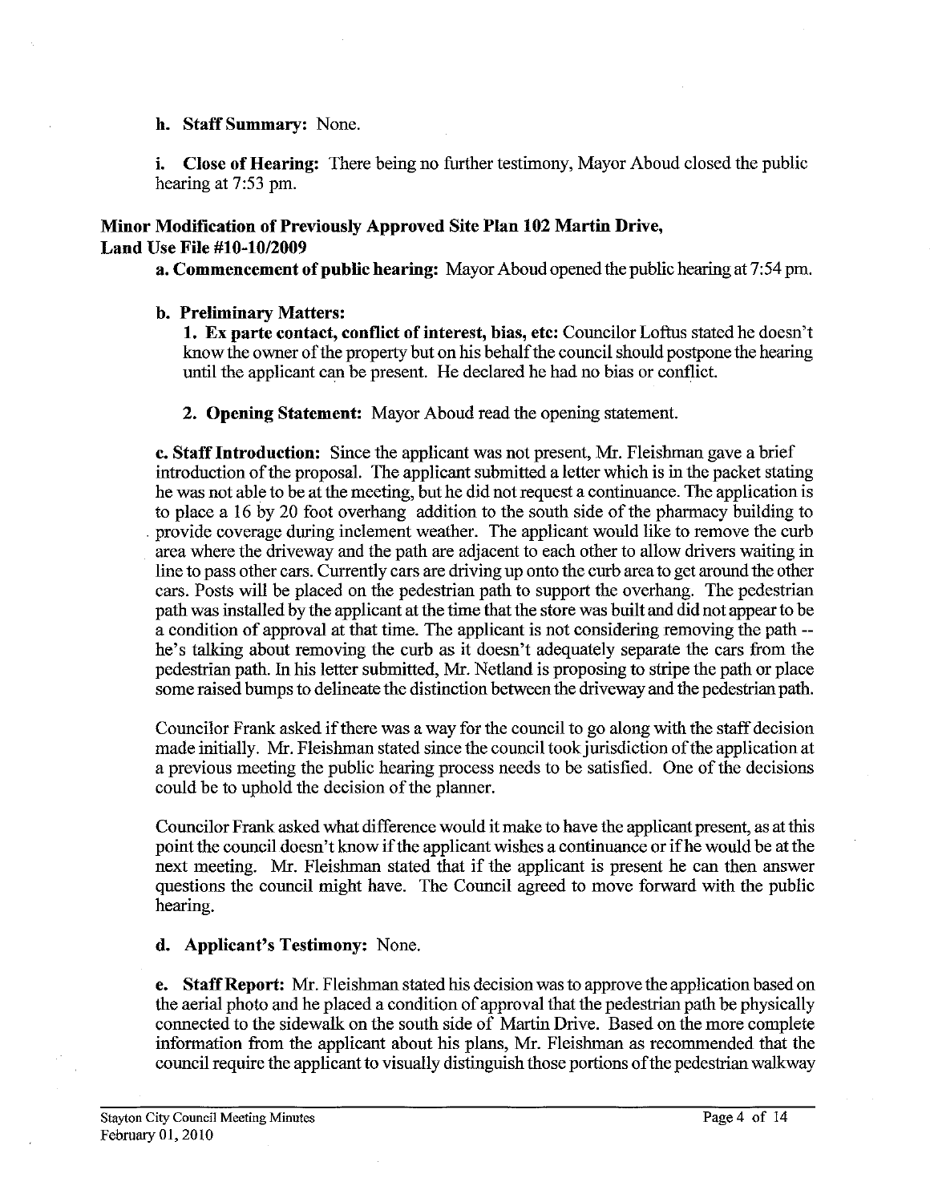**h. Staff Summary:** None.

**i. Close of Hearing:** There being no further testimony, Mayor Aboud closed the public hearing at 7:53 pm.

## Minor Modification of Previously Approved Site Plan 102 Martin Drive, Land Use File #10-10/2009

**a. Commencement of public hearing:** Mayor Aboud opened the public hearing at 7:54 pm.

**b. Preliminary Matters:**

**1. Ex parte contact, conflict of interest, bias, etc:** Councilor Loftus stated he doesn't know the owner of the property but on his behalf the council should postpone the hearing until the applicant can be present. He declared he had no bias or conflict.

**2. Opening Statement:** Mayor Aboud read the opening statement.

**c. Staff Introduction:** Since the applicant was not present, Mr. Fleishman gave a brief introduction of the proposal. The applicant submitted a letter which is in the packet stating he was not able to be at the meeting, but he did not request a continuance. The application is to place a 16 by 20 foot overhang addition to the south side of the pharmacy building to provide coverage during inclement weather. The applicant would like to remove the curb area where the driveway and the path are adjacent to each other to allow drivers waiting in line to pass other cars. Currently cars are driving up onto the curb area to get around the other cars. Posts will be placed on the pedestrian path to support the overhang. The pedestrian path was installed by the applicant at the time that the store was built and did not appear to be a condition of approval at that time. The applicant is not considering removing the path -- he's talking about removing the curb as it doesn't adequately separate the cars from the pedestrian path. In his letter submitted, Mr. Netland is proposing to stripe the path or place some raised bumps to delineate the distinction between the driveway and the pedestrian path.

Councilor Frank asked if there was a way for the council to go along with the staff decision made initially. Mr. Fleishman stated since the council took jurisdiction of the application at a previous meeting the public hearing process needs to be satisfied. One of the decisions could be to uphold the decision of the planner.

Councilor Frank asked what difference would it make to have the applicant present, as at this point the council doesn't know if the applicant wishes a continuance or if he would be at the next meeting. Mr. Fleishman stated that if the applicant is present he can then answer questions the council might have. The Council agreed to move forward with the public hearing.

**d. Applicant's Testimony:** None.

**e. Staff Report:** Mr. Fleishman stated his decision was to approve the application based on the aerial photo and he placed a condition of approval that the pedestrian path be physically connected to the sidewalk on the south side of Martin Drive. Based on the more complete information from the applicant about his plans, Mr. Fleishman as recommended that the council require the applicant to visually distinguish those portions of the pedestrian walkway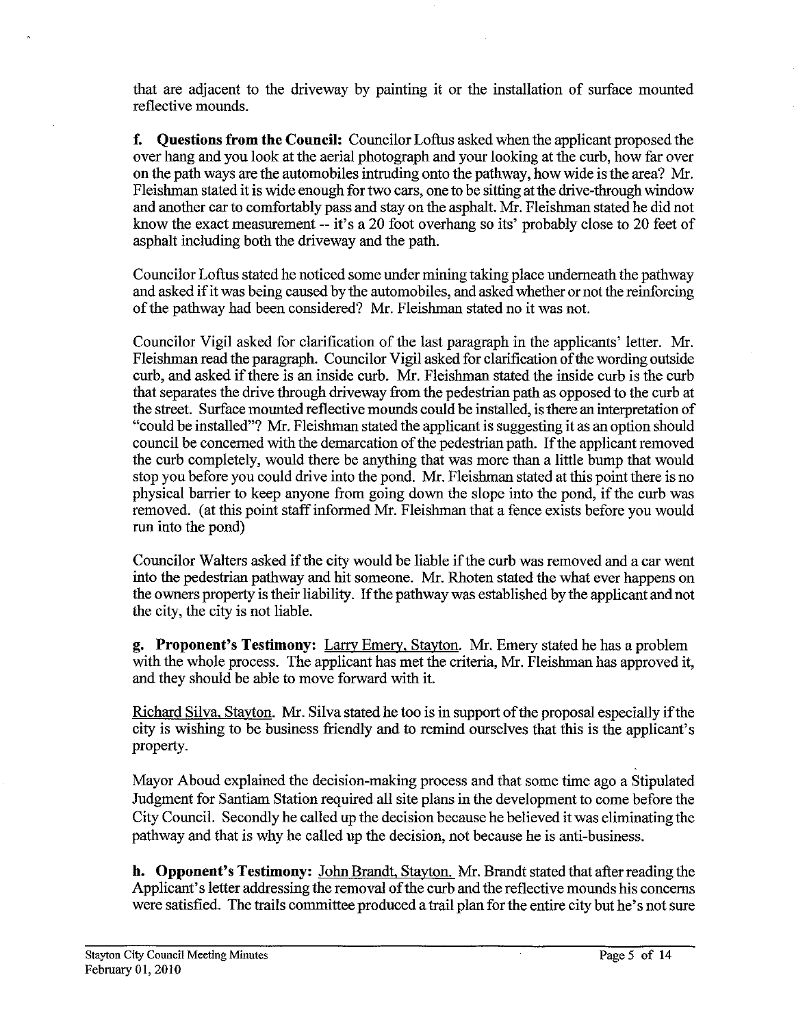that are adjacent to the driveway by painting it or the installation of surface mounted reflective mounds.

**f. Questions from the Council:** Councilor Loftus asked when the applicant proposed the over hang and you look at the aerial photograph and your looking at the curb, how far over on the path ways are the automobiles intruding onto the pathway, how wide is the area? Mr. Fleishman stated it is wide enough for two cars, one to be sitting at the drive-through window and another car to comfortably pass and stay on the asphalt. Mr. Fleishman stated he did not know the exact measurement -- it's a 20 foot overhang so its' probably close to 20 feet of asphalt including both the driveway and the path.

Councilor Loftus stated he noticed some under mining taking place underneath the pathway and asked if it was being caused by the automobiles, and asked whether or not the reinforcing of the pathway had been considered? Mr. Fleishman stated no it was not.

Councilor Vigil asked for clarification of the last paragraph in the applicants' letter. Mr. Fleishman read the paragraph. Councilor Vigil asked for clarification of the wording outside curb, and asked if there is an inside curb. Mr. Fleishman stated the inside curb is the curb that separates the drive through driveway from the pedestrian path as opposed to the curb at the street. Surface mounted reflective mounds could be installed, is there an interpretation of "could be installed"? Mr. Fleishman stated the applicant is suggesting it as an option should council be concerned with the demarcation of the pedestrian path. If the applicant removed the curb completely, would there be anything that was more than a little bump that would stop you before you could drive into the pond. Mr. Fleishman stated at this point there is no physical barrier to keep anyone from going down the slope into the pond, if the curb was removed. (at this point staff informed Mr. Fleishman that a fence exists before you would run into the pond)

Councilor Walters asked if the city would be liable if the curb was removed and a car went into the pedestrian pathway and hit someone. Mr. Rhoten stated the what ever happens on the owners property is their liability. If the pathway was established by the applicant and not the city, the city is not liable.

**g. Proponent's Testimony:** Larry Emery, Stayton. Mr. Emery stated he has a problem with the whole process. The applicant has met the criteria, Mr. Fleishman has approved it, and they should be able to move forward with it.

Richard Silva, Stayton. Mr. Silva stated he too is in support of the proposal especially if the city is wishing to be business friendly and to remind ourselves that this is the applicant's property.

Mayor Aboud explained the decision-making process and that some time ago a Stipulated Judgment for Santiam Station required all site plans in the development to come before the City Council. Secondly he called up the decision because he believed it was eliminating the pathway and that is why he called up the decision, not because he is anti-business.

**h. Opponent's Testimony:** John Brandt, Stayton. Mr. Brandt stated that after reading the Applicant's letter addressing the removal of the curb and the reflective mounds his concerns were satisfied. The trails committee produced a trail plan for the entire city but he's not sure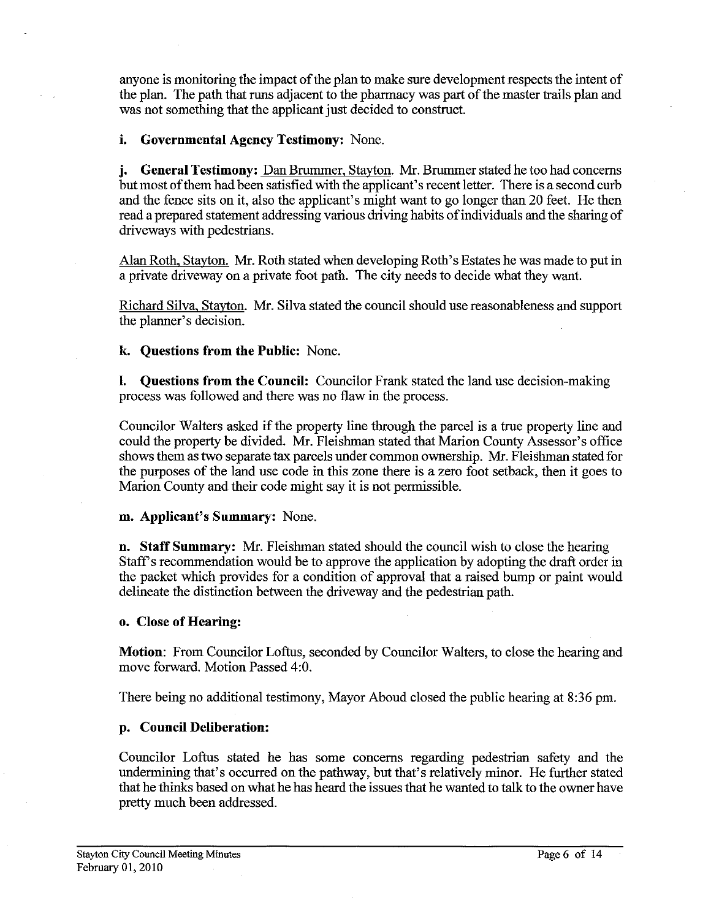anyone is monitoring the impact of the plan to make sure development respects the intent of the plan. The path that runs adjacent to the pharmacy was part of the master trails plan and was not something that the applicant just decided to construct.

**i. Governmental Agency Testimony:** None.

**j. General Testimony:** Dan Brummer, Stayton. Mr. Brummer stated he too had concerns but most of them had been satisfied with the applicant's recent letter. There is a second curb and the fence sits on it, also the applicant's might want to go longer than 20 feet. He then read a prepared statement addressing various driving habits of individuals and the sharing of driveways with pedestrians.

Alan Roth, Stayton. Mr. Roth stated when developing Roth's Estates he was made to put in a private driveway on a private foot path. The city needs to decide what they want.

Richard Silva, Stayton. Mr. Silva stated the council should use reasonableness and support the planner's decision.

**k. Questions from the Public:** None.

**l. Questions from the Council:** Councilor Frank stated the land use decision-making process was followed and there was no flaw in the process.

Councilor Walters asked if the property line through the parcel is a true property line and could the property be divided. Mr. Fleishman stated that Marion County Assessor's office shows them as two separate tax parcels under common ownership. Mr. Fleishman stated for the purposes of the land use code in this zone there is a zero foot setback, then it goes to Marion County and their code might say it is not permissible.

**m. Applicant's Summary:** None.

**n. Staff Summary:** Mr. Fleishman stated should the council wish to close the hearing Staff's recommendation would be to approve the application by adopting the draft order in the packet which provides for a condition of approval that a raised bump or paint would delineate the distinction between the driveway and the pedestrian path.

**o. Close of Hearing:**

**Motion**: From Councilor Loftus, seconded by Councilor Walters, to close the hearing and move forward. Motion Passed 4:0.

There being no additional testimony, Mayor Aboud closed the public hearing at 8:36 pm.

**p. Council Deliberation:**

Councilor Loftus stated he has some concerns regarding pedestrian safety and the undermining that's occurred on the pathway, but that's relatively minor. He further stated that he thinks based on what he has heard the issues that he wanted to talk to the owner have pretty much been addressed.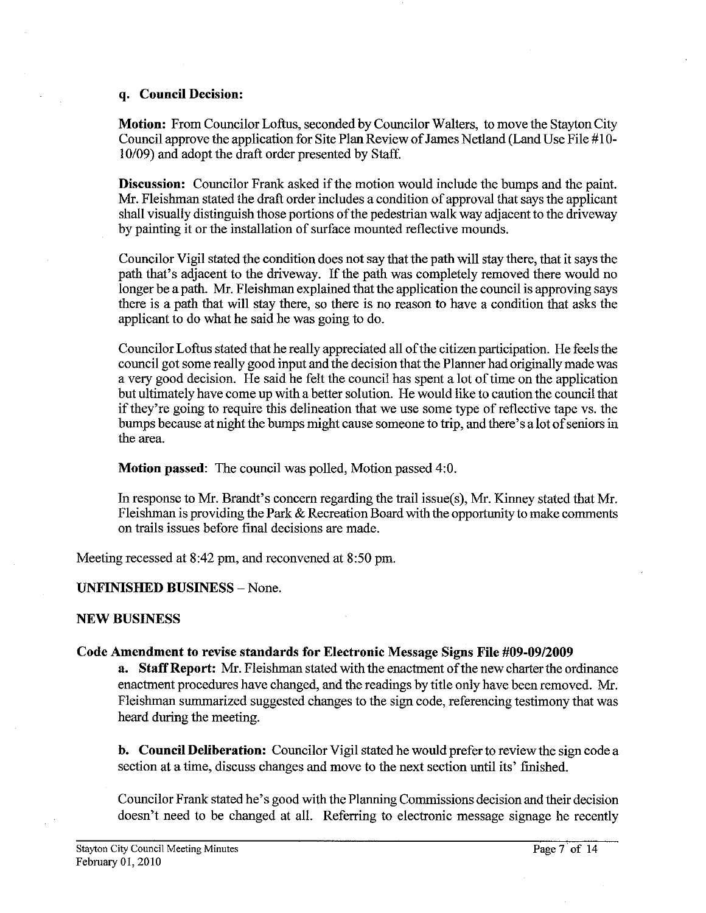**q. Council Decision:**

**Motion:** From Councilor Loftus, seconded by Councilor Walters, to move the Stayton City Council approve the application for Site Plan Review of James Netland (Land Use File #10-10/09) and adopt the draft order presented by Staff.

**Discussion:** Councilor Frank asked if the motion would include the bumps and the paint. Mr. Fleishman stated the draft order includes a condition of approval that says the applicant shall visually distinguish those portions of the pedestrian walk way adjacent to the driveway by painting it or the installation of surface mounted reflective mounds.

Councilor Vigil stated the condition does not say that the path will stay there, that it says the path that's adjacent to the driveway. If the path was completely removed there would no longer be a path. Mr. Fleishman explained that the application the council is approving says there is a path that will stay there, so there is no reason to have a condition that asks the applicant to do what he said he was going to do.

Councilor Loftus stated that he really appreciated all of the citizen participation. He feels the council got some really good input and the decision that the Planner had originally made was a very good decision. He said he felt the council has spent a lot of time on the application but ultimately have come up with a better solution. He would like to caution the council that if they're going to require this delineation that we use some type of reflective tape vs. the bumps because at night the bumps might cause someone to trip, and there's a lot of seniors in the area.

**Motion passed**: The council was polled, Motion passed 4:0.

In response to Mr. Brandt's concern regarding the trail issue(s), Mr. Kinney stated that Mr. Fleishman is providing the Park & Recreation Board with the opportunity to make comments on trails issues before final decisions are made.

Meeting recessed at 8:42 pm, and reconvened at 8:50 pm.

**UNFINISHED BUSINESS** – None.

**NEW BUSINESS**

**Code Amendment to revise standards for Electronic Message Signs File #09-09/2009**

**a. Staff Report:** Mr. Fleishman stated with the enactment of the new charter the ordinance enactment procedures have changed, and the readings by title only have been removed. Mr. Fleishman summarized suggested changes to the sign code, referencing testimony that was heard during the meeting.

**b. Council Deliberation:** Councilor Vigil stated he would prefer to review the sign code a section at a time, discuss changes and move to the next section until its' finished.

Councilor Frank stated he's good with the Planning Commissions decision and their decision doesn't need to be changed at all. Referring to electronic message signage he recently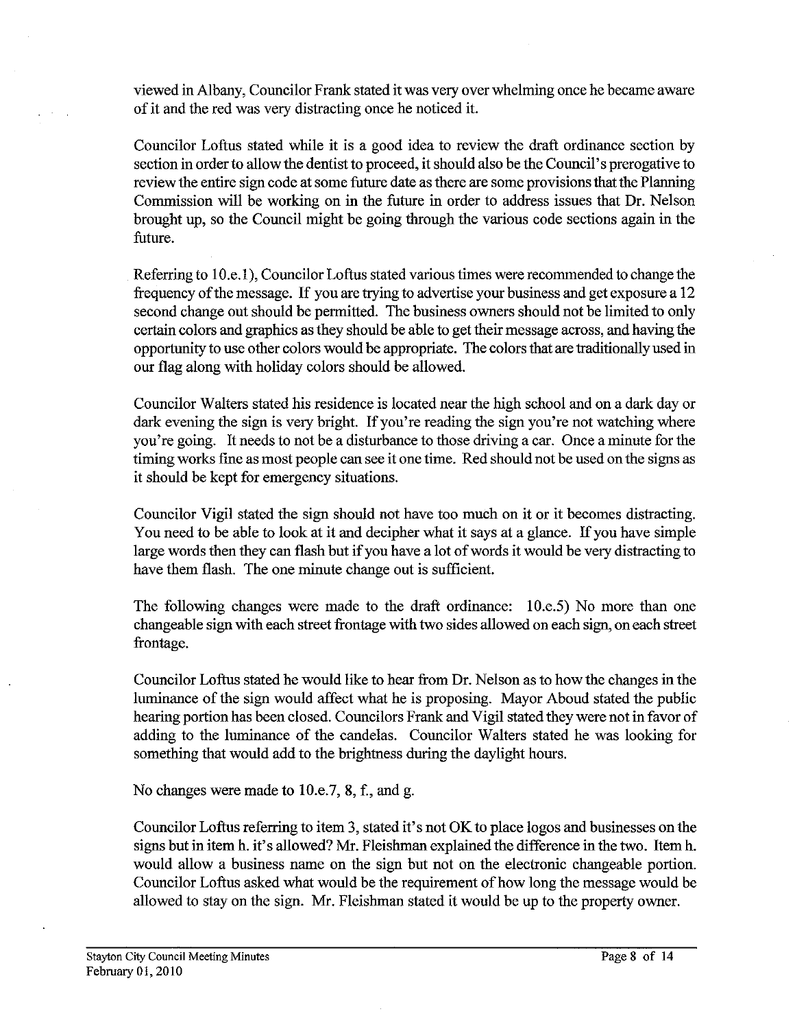viewed in Albany, Councilor Frank stated it was very over whelming once he became aware of it and the red was very distracting once he noticed it.

Councilor Loftus stated while it is a good idea to review the draft ordinance section by section in order to allow the dentist to proceed, it should also be the Council's prerogative to review the entire sign code at some future date as there are some provisions that the Planning Commission will be working on in the future in order to address issues that Dr. Nelson brought up, so the Council might be going through the various code sections again in the future.

Referring to 10.e.1), Councilor Loftus stated various times were recommended to change the frequency of the message. If you are trying to advertise your business and get exposure a 12 second change out should be permitted. The business owners should not be limited to only certain colors and graphics as they should be able to get their message across, and having the opportunity to use other colors would be appropriate. The colors that are traditionally used in our flag along with holiday colors should be allowed.

Councilor Walters stated his residence is located near the high school and on a dark day or dark evening the sign is very bright. If you're reading the sign you're not watching where you're going. It needs to not be a disturbance to those driving a car. Once a minute for the timing works fine as most people can see it one time. Red should not be used on the signs as it should be kept for emergency situations.

Councilor Vigil stated the sign should not have too much on it or it becomes distracting. You need to be able to look at it and decipher what it says at a glance. If you have simple large words then they can flash but if you have a lot of words it would be very distracting to have them flash. The one minute change out is sufficient.

The following changes were made to the draft ordinance: 10.e.5) No more than one changeable sign with each street frontage with two sides allowed on each sign, on each street frontage.

Councilor Loftus stated he would like to hear from Dr. Nelson as to how the changes in the luminance of the sign would affect what he is proposing. Mayor Aboud stated the public hearing portion has been closed. Councilors Frank and Vigil stated they were not in favor of adding to the luminance of the candelas. Councilor Walters stated he was looking for something that would add to the brightness during the daylight hours.

No changes were made to 10.e.7, 8, f., and g.

Councilor Loftus referring to item 3, stated it's not OK to place logos and businesses on the signs but in item h. it's allowed? Mr. Fleishman explained the difference in the two. Item h. would allow a business name on the sign but not on the electronic changeable portion. Councilor Loftus asked what would be the requirement of how long the message would be allowed to stay on the sign. Mr. Fleishman stated it would be up to the property owner.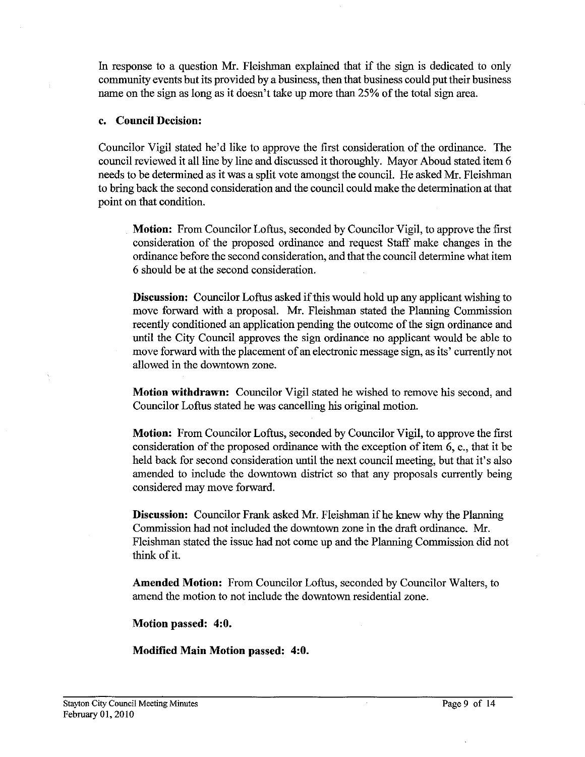In response to a question Mr. Fleishman explained that if the sign is dedicated to only community events but its provided by a business, then that business could put their business name on the sign as long as it doesn't take up more than 25% of the total sign area.

**c. Council Decision:**

Councilor Vigil stated he'd like to approve the first consideration of the ordinance. The council reviewed it all line by line and discussed it thoroughly. Mayor Aboud stated item 6 needs to be determined as it was a split vote amongst the council. He asked Mr. Fleishman to bring back the second consideration and the council could make the determination at that point on that condition.

> **Motion:** From Councilor Loftus, seconded by Councilor Vigil, to approve the first consideration of the proposed ordinance and request Staff make changes in the ordinance before the second consideration, and that the council determine what item 6 should be at the second consideration.
>
> **Discussion:** Councilor Loftus asked if this would hold up any applicant wishing to move forward with a proposal. Mr. Fleishman stated the Planning Commission recently conditioned an application pending the outcome of the sign ordinance and until the City Council approves the sign ordinance no applicant would be able to move forward with the placement of an electronic message sign, as its' currently not allowed in the downtown zone.
>
> **Motion withdrawn:** Councilor Vigil stated he wished to remove his second, and Councilor Loftus stated he was cancelling his original motion.
>
> **Motion:** From Councilor Loftus, seconded by Councilor Vigil, to approve the first consideration of the proposed ordinance with the exception of item 6, e., that it be held back for second consideration until the next council meeting, but that it's also amended to include the downtown district so that any proposals currently being considered may move forward.
>
> **Discussion:** Councilor Frank asked Mr. Fleishman if he knew why the Planning Commission had not included the downtown zone in the draft ordinance. Mr. Fleishman stated the issue had not come up and the Planning Commission did not think of it.
>
> **Amended Motion:** From Councilor Loftus, seconded by Councilor Walters, to amend the motion to not include the downtown residential zone.
>
> **Motion passed: 4:0.**
>
> **Modified Main Motion passed: 4:0.**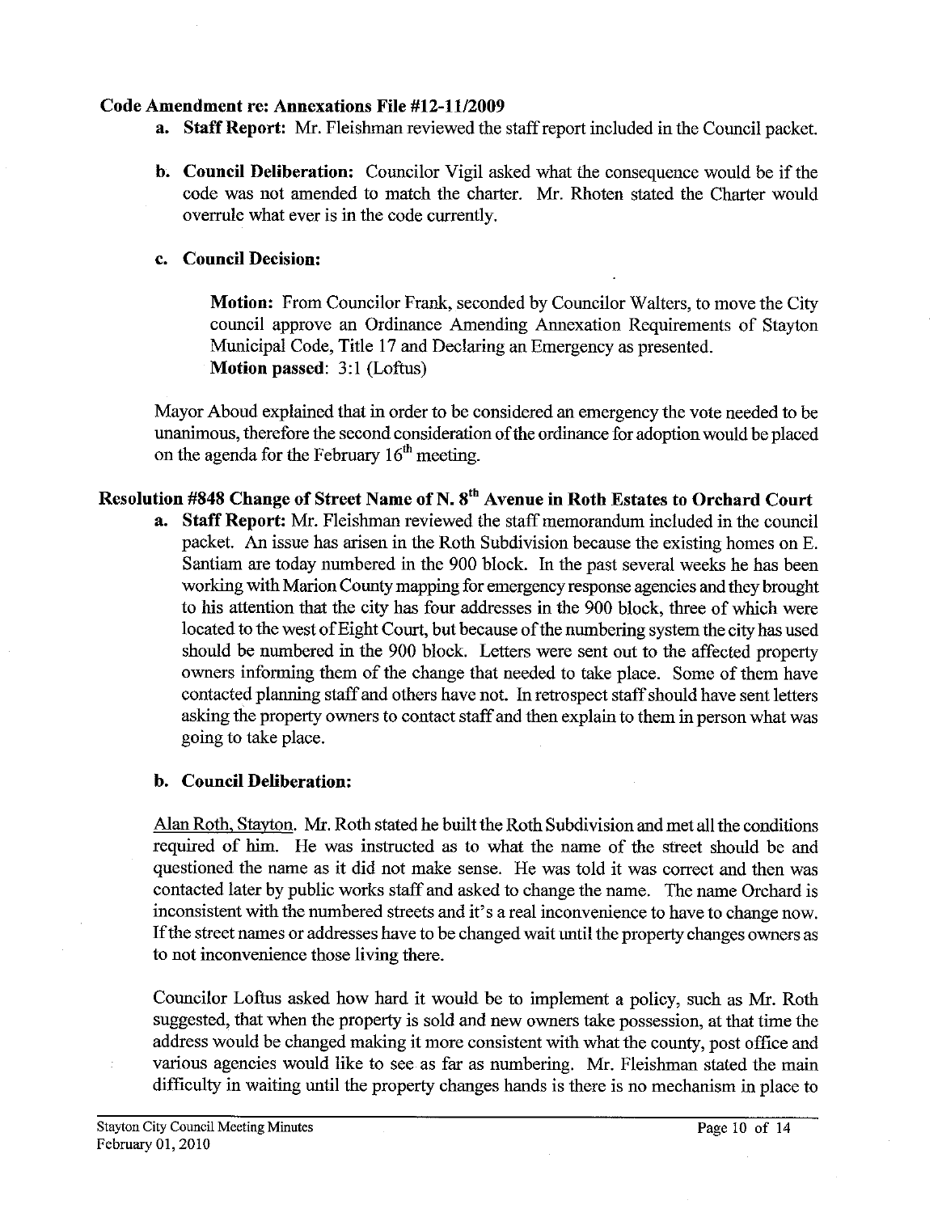**Code Amendment re: Annexations File #12-11/2009**

a. **Staff Report:** Mr. Fleishman reviewed the staff report included in the Council packet.

b. **Council Deliberation:** Councilor Vigil asked what the consequence would be if the code was not amended to match the charter. Mr. Rhoten stated the Charter would overrule what ever is in the code currently.

c. **Council Decision:**

> **Motion:** From Councilor Frank, seconded by Councilor Walters, to move the City council approve an Ordinance Amending Annexation Requirements of Stayton Municipal Code, Title 17 and Declaring an Emergency as presented.
> **Motion passed**: 3:1 (Loftus)

Mayor Aboud explained that in order to be considered an emergency the vote needed to be unanimous, therefore the second consideration of the ordinance for adoption would be placed on the agenda for the February 16th meeting.

**Resolution #848 Change of Street Name of N. 8th Avenue in Roth Estates to Orchard Court**

a. **Staff Report:** Mr. Fleishman reviewed the staff memorandum included in the council packet. An issue has arisen in the Roth Subdivision because the existing homes on E. Santiam are today numbered in the 900 block. In the past several weeks he has been working with Marion County mapping for emergency response agencies and they brought to his attention that the city has four addresses in the 900 block, three of which were located to the west of Eight Court, but because of the numbering system the city has used should be numbered in the 900 block. Letters were sent out to the affected property owners informing them of the change that needed to take place. Some of them have contacted planning staff and others have not. In retrospect staff should have sent letters asking the property owners to contact staff and then explain to them in person what was going to take place.

b. **Council Deliberation:**

Alan Roth, Stayton. Mr. Roth stated he built the Roth Subdivision and met all the conditions required of him. He was instructed as to what the name of the street should be and questioned the name as it did not make sense. He was told it was correct and then was contacted later by public works staff and asked to change the name. The name Orchard is inconsistent with the numbered streets and it's a real inconvenience to have to change now. If the street names or addresses have to be changed wait until the property changes owners as to not inconvenience those living there.

Councilor Loftus asked how hard it would be to implement a policy, such as Mr. Roth suggested, that when the property is sold and new owners take possession, at that time the address would be changed making it more consistent with what the county, post office and various agencies would like to see as far as numbering. Mr. Fleishman stated the main difficulty in waiting until the property changes hands is there is no mechanism in place to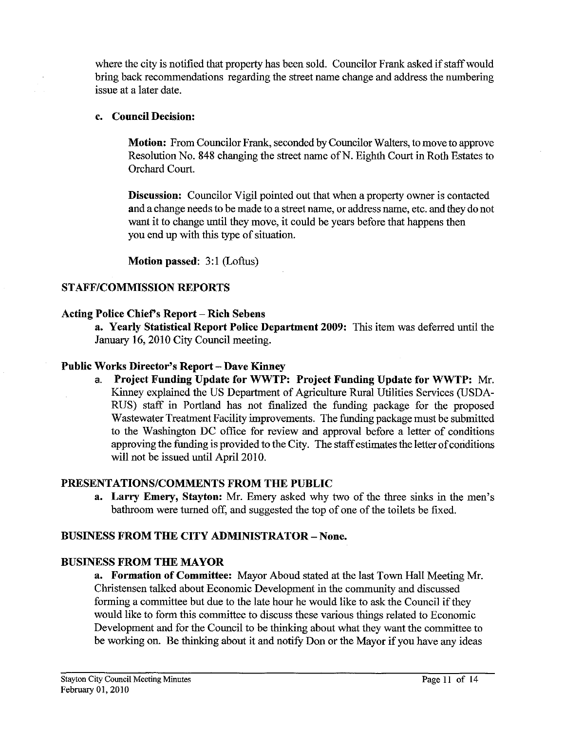where the city is notified that property has been sold. Councilor Frank asked if staff would bring back recommendations regarding the street name change and address the numbering issue at a later date.

**c. Council Decision:**

**Motion:** From Councilor Frank, seconded by Councilor Walters, to move to approve Resolution No. 848 changing the street name of N. Eighth Court in Roth Estates to Orchard Court.

**Discussion:** Councilor Vigil pointed out that when a property owner is contacted and a change needs to be made to a street name, or address name, etc. and they do not want it to change until they move, it could be years before that happens then you end up with this type of situation.

**Motion passed**: 3:1 (Loftus)

## STAFF/COMMISSION REPORTS

### Acting Police Chief's Report – Rich Sebens

**a. Yearly Statistical Report Police Department 2009:** This item was deferred until the January 16, 2010 City Council meeting.

### Public Works Director's Report – Dave Kinney

a. **Project Funding Update for WWTP: Project Funding Update for WWTP:** Mr. Kinney explained the US Department of Agriculture Rural Utilities Services (USDA-RUS) staff in Portland has not finalized the funding package for the proposed Wastewater Treatment Facility improvements. The funding package must be submitted to the Washington DC office for review and approval before a letter of conditions approving the funding is provided to the City. The staff estimates the letter of conditions will not be issued until April 2010.

## PRESENTATIONS/COMMENTS FROM THE PUBLIC

**a. Larry Emery, Stayton:** Mr. Emery asked why two of the three sinks in the men's bathroom were turned off, and suggested the top of one of the toilets be fixed.

## BUSINESS FROM THE CITY ADMINISTRATOR – None.

## BUSINESS FROM THE MAYOR

**a. Formation of Committee:** Mayor Aboud stated at the last Town Hall Meeting Mr. Christensen talked about Economic Development in the community and discussed forming a committee but due to the late hour he would like to ask the Council if they would like to form this committee to discuss these various things related to Economic Development and for the Council to be thinking about what they want the committee to be working on. Be thinking about it and notify Don or the Mayor if you have any ideas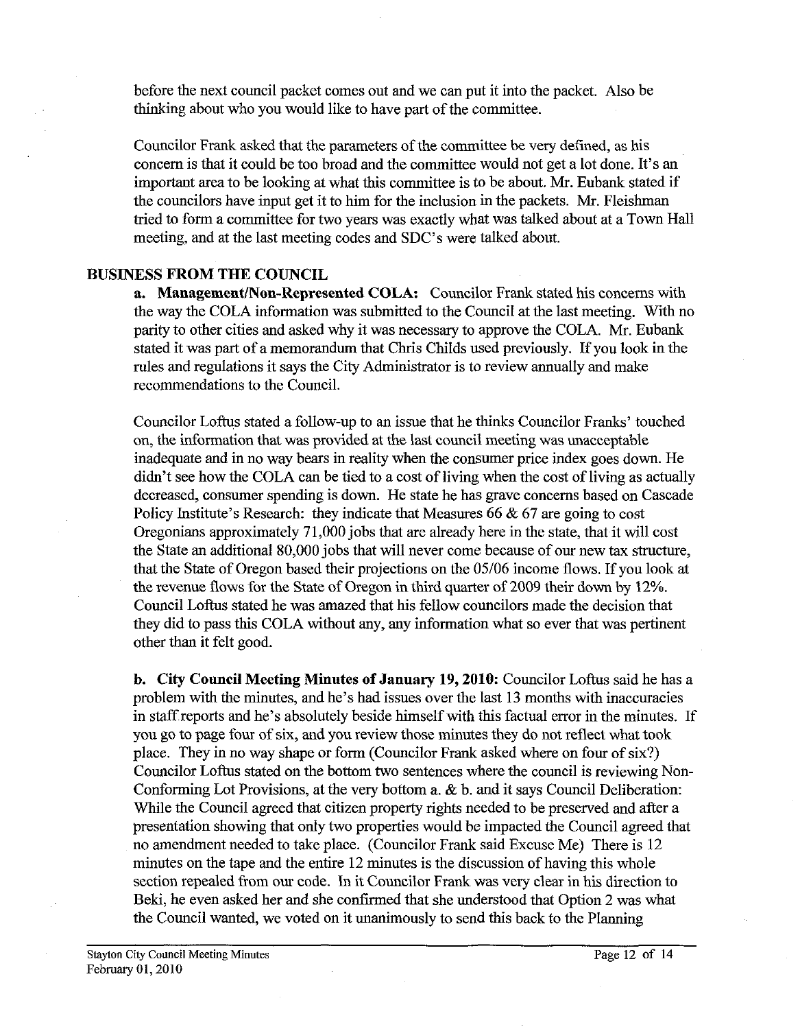before the next council packet comes out and we can put it into the packet. Also be thinking about who you would like to have part of the committee.

Councilor Frank asked that the parameters of the committee be very defined, as his concern is that it could be too broad and the committee would not get a lot done. It's an important area to be looking at what this committee is to be about. Mr. Eubank stated if the councilors have input get it to him for the inclusion in the packets. Mr. Fleishman tried to form a committee for two years was exactly what was talked about at a Town Hall meeting, and at the last meeting codes and SDC's were talked about.

## BUSINESS FROM THE COUNCIL

**a. Management/Non-Represented COLA:** Councilor Frank stated his concerns with the way the COLA information was submitted to the Council at the last meeting. With no parity to other cities and asked why it was necessary to approve the COLA. Mr. Eubank stated it was part of a memorandum that Chris Childs used previously. If you look in the rules and regulations it says the City Administrator is to review annually and make recommendations to the Council.

Councilor Loftus stated a follow-up to an issue that he thinks Councilor Franks' touched on, the information that was provided at the last council meeting was unacceptable inadequate and in no way bears in reality when the consumer price index goes down. He didn't see how the COLA can be tied to a cost of living when the cost of living as actually decreased, consumer spending is down. He state he has grave concerns based on Cascade Policy Institute's Research: they indicate that Measures 66 & 67 are going to cost Oregonians approximately 71,000 jobs that are already here in the state, that it will cost the State an additional 80,000 jobs that will never come because of our new tax structure, that the State of Oregon based their projections on the 05/06 income flows. If you look at the revenue flows for the State of Oregon in third quarter of 2009 their down by 12%. Council Loftus stated he was amazed that his fellow councilors made the decision that they did to pass this COLA without any, any information what so ever that was pertinent other than it felt good.

**b. City Council Meeting Minutes of January 19, 2010:** Councilor Loftus said he has a problem with the minutes, and he's had issues over the last 13 months with inaccuracies in staff reports and he's absolutely beside himself with this factual error in the minutes. If you go to page four of six, and you review those minutes they do not reflect what took place. They in no way shape or form (Councilor Frank asked where on four of six?) Councilor Loftus stated on the bottom two sentences where the council is reviewing Non-Conforming Lot Provisions, at the very bottom a. & b. and it says Council Deliberation: While the Council agreed that citizen property rights needed to be preserved and after a presentation showing that only two properties would be impacted the Council agreed that no amendment needed to take place. (Councilor Frank said Excuse Me) There is 12 minutes on the tape and the entire 12 minutes is the discussion of having this whole section repealed from our code. In it Councilor Frank was very clear in his direction to Beki, he even asked her and she confirmed that she understood that Option 2 was what the Council wanted, we voted on it unanimously to send this back to the Planning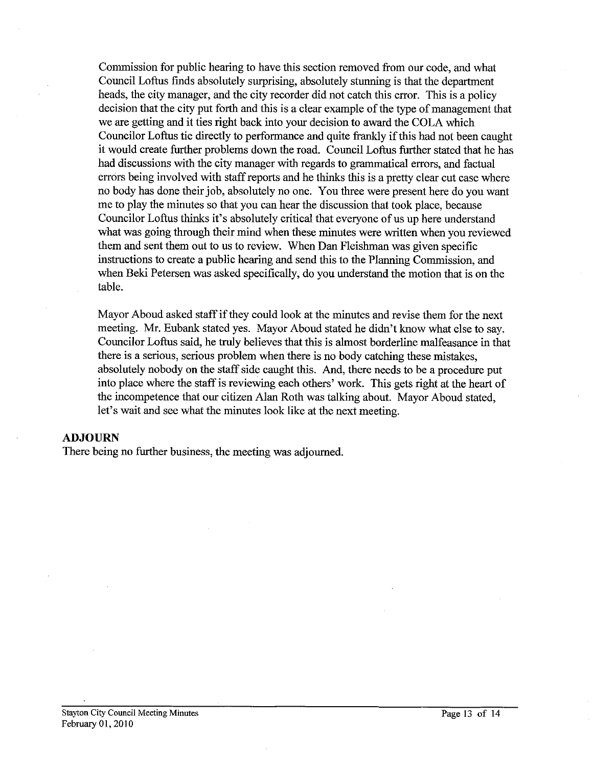Commission for public hearing to have this section removed from our code, and what Council Loftus finds absolutely surprising, absolutely stunning is that the department heads, the city manager, and the city recorder did not catch this error. This is a policy decision that the city put forth and this is a clear example of the type of management that we are getting and it ties right back into your decision to award the COLA which Councilor Loftus tie directly to performance and quite frankly if this had not been caught it would create further problems down the road. Council Loftus further stated that he has had discussions with the city manager with regards to grammatical errors, and factual errors being involved with staff reports and he thinks this is a pretty clear cut case where no body has done their job, absolutely no one. You three were present here do you want me to play the minutes so that you can hear the discussion that took place, because Councilor Loftus thinks it's absolutely critical that everyone of us up here understand what was going through their mind when these minutes were written when you reviewed them and sent them out to us to review. When Dan Fleishman was given specific instructions to create a public hearing and send this to the Planning Commission, and when Beki Petersen was asked specifically, do you understand the motion that is on the table.

Mayor Aboud asked staff if they could look at the minutes and revise them for the next meeting. Mr. Eubank stated yes. Mayor Aboud stated he didn't know what else to say. Councilor Loftus said, he truly believes that this is almost borderline malfeasance in that there is a serious, serious problem when there is no body catching these mistakes, absolutely nobody on the staff side caught this. And, there needs to be a procedure put into place where the staff is reviewing each others' work. This gets right at the heart of the incompetence that our citizen Alan Roth was talking about. Mayor Aboud stated, let's wait and see what the minutes look like at the next meeting.

## ADJOURN

There being no further business, the meeting was adjourned.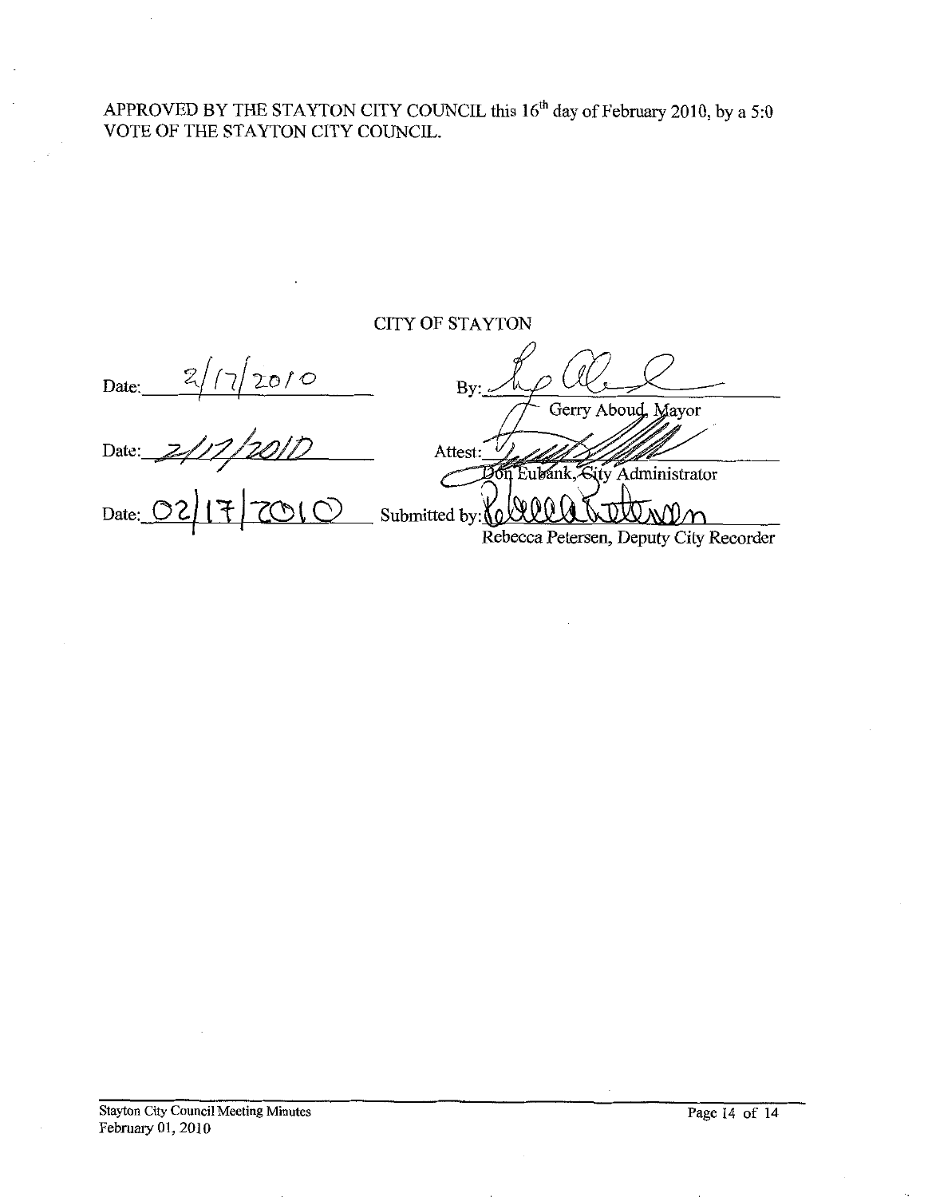APPROVED BY THE STAYTON CITY COUNCIL this 16th day of February 2010, by a 5:0 VOTE OF THE STAYTON CITY COUNCIL.

CITY OF STAYTON

Date: 2/17/2010 By: ______________________
Gerry Aboud, Mayor

Date: 2/17/2010 Attest: ______________________
Don Eubank, City Administrator

Date: 02/17/2010 Submitted by: ______________________
Rebecca Petersen, Deputy City Recorder